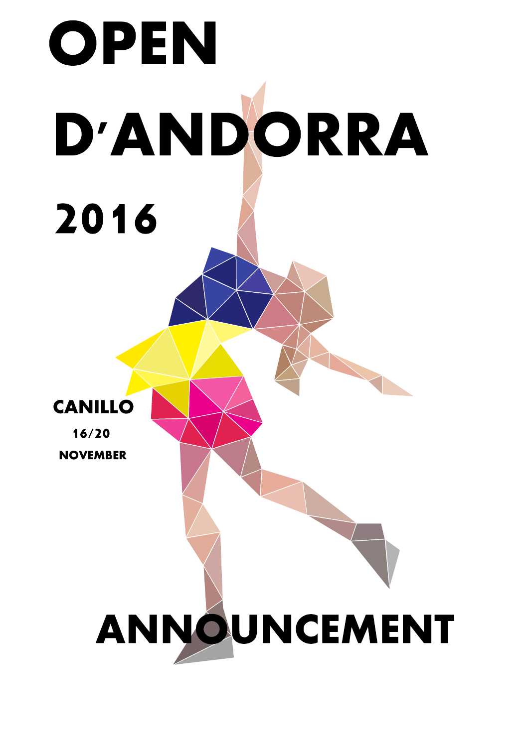# OPEN D'ANDORRA 2016

**CANILLO**

**16/20 NOVEMBER**

# ANNOUNCEMENT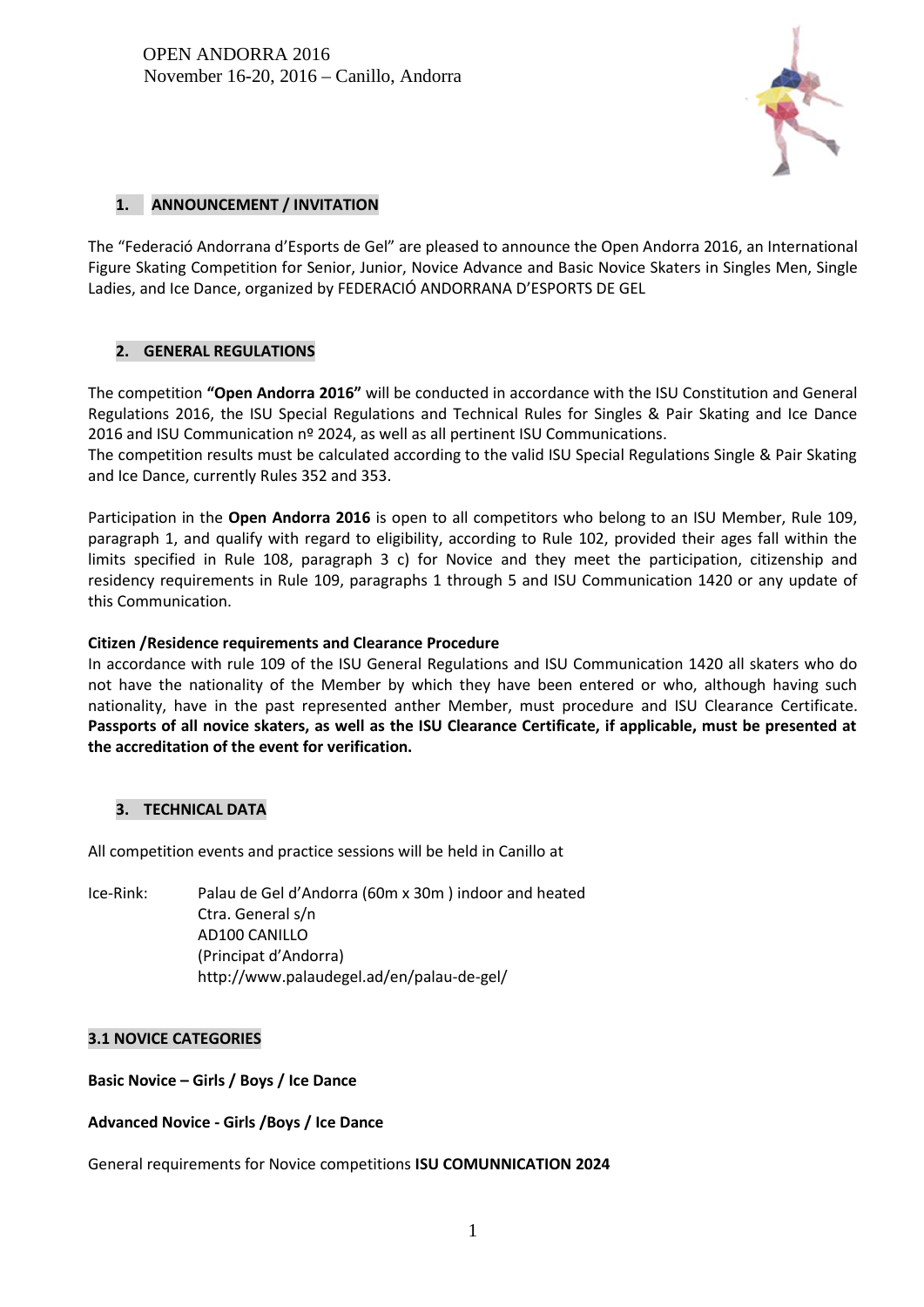OPEN ANDORRA 2016
November 16-20, 2016 – Canillo, Andorra

## 1. ANNOUNCEMENT / INVITATION

The "Federació Andorrana d'Esports de Gel" are pleased to announce the Open Andorra 2016, an International Figure Skating Competition for Senior, Junior, Novice Advance and Basic Novice Skaters in Singles Men, Single Ladies, and Ice Dance, organized by FEDERACIÓ ANDORRANA D'ESPORTS DE GEL

## 2. GENERAL REGULATIONS

The competition **"Open Andorra 2016"** will be conducted in accordance with the ISU Constitution and General Regulations 2016, the ISU Special Regulations and Technical Rules for Singles & Pair Skating and Ice Dance 2016 and ISU Communication nº 2024, as well as all pertinent ISU Communications.
The competition results must be calculated according to the valid ISU Special Regulations Single & Pair Skating and Ice Dance, currently Rules 352 and 353.

Participation in the **Open Andorra 2016** is open to all competitors who belong to an ISU Member, Rule 109, paragraph 1, and qualify with regard to eligibility, according to Rule 102, provided their ages fall within the limits specified in Rule 108, paragraph 3 c) for Novice and they meet the participation, citizenship and residency requirements in Rule 109, paragraphs 1 through 5 and ISU Communication 1420 or any update of this Communication.

**Citizen /Residence requirements and Clearance Procedure**

In accordance with rule 109 of the ISU General Regulations and ISU Communication 1420 all skaters who do not have the nationality of the Member by which they have been entered or who, although having such nationality, have in the past represented anther Member, must procedure and ISU Clearance Certificate. **Passports of all novice skaters, as well as the ISU Clearance Certificate, if applicable, must be presented at the accreditation of the event for verification.**

## 3. TECHNICAL DATA

All competition events and practice sessions will be held in Canillo at

Ice-Rink: Palau de Gel d'Andorra (60m x 30m ) indoor and heated
Ctra. General s/n
AD100 CANILLO
(Principat d'Andorra)
http://www.palaudegel.ad/en/palau-de-gel/

### 3.1 NOVICE CATEGORIES

**Basic Novice – Girls / Boys / Ice Dance**

**Advanced Novice - Girls /Boys / Ice Dance**

General requirements for Novice competitions **ISU COMUNNICATION 2024**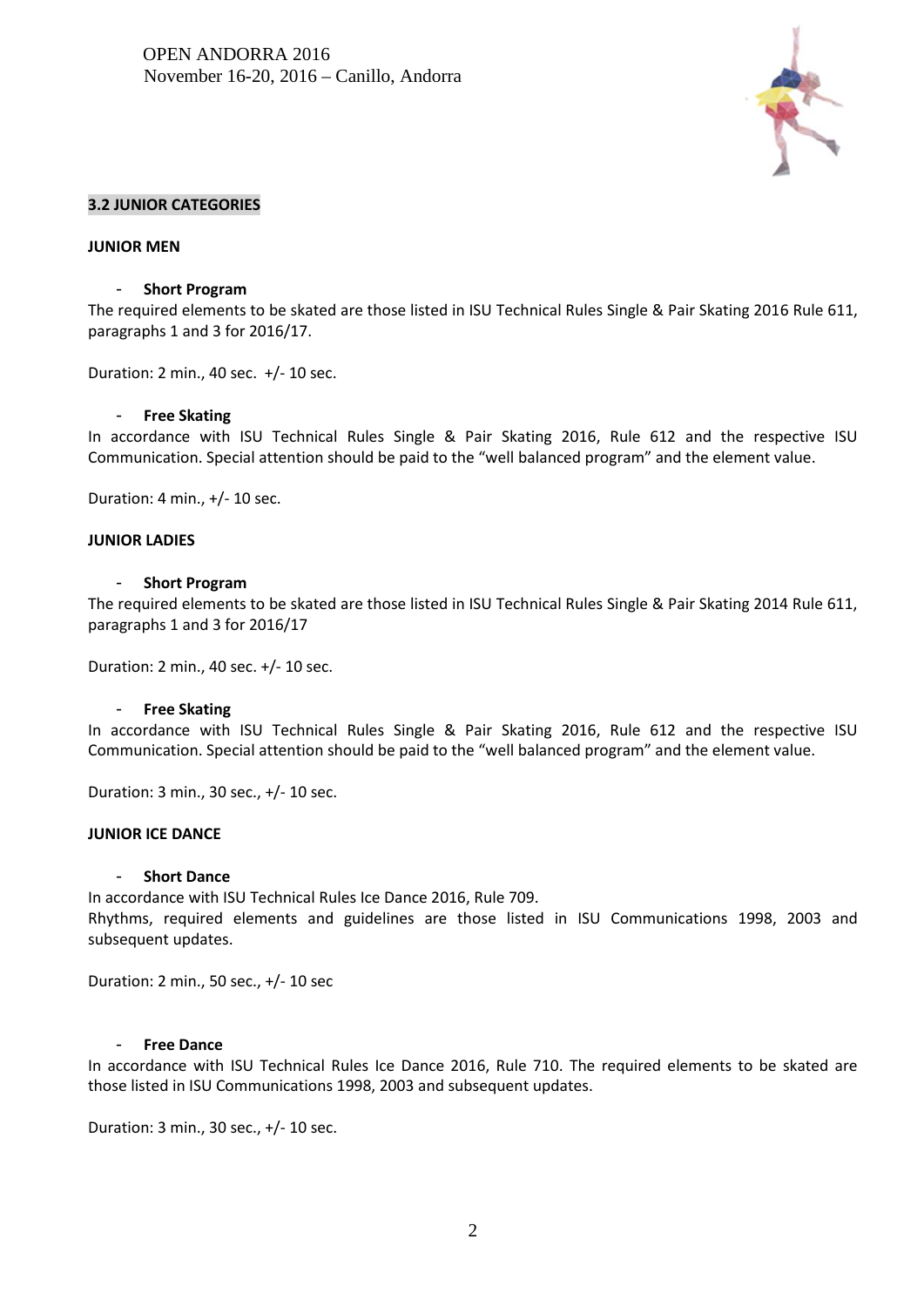### 3.2 JUNIOR CATEGORIES

**JUNIOR MEN**

- **Short Program**

The required elements to be skated are those listed in ISU Technical Rules Single & Pair Skating 2016 Rule 611, paragraphs 1 and 3 for 2016/17.

Duration: 2 min., 40 sec. +/- 10 sec.

- **Free Skating**

In accordance with ISU Technical Rules Single & Pair Skating 2016, Rule 612 and the respective ISU Communication. Special attention should be paid to the "well balanced program" and the element value.

Duration: 4 min., +/- 10 sec.

**JUNIOR LADIES**

- **Short Program**

The required elements to be skated are those listed in ISU Technical Rules Single & Pair Skating 2014 Rule 611, paragraphs 1 and 3 for 2016/17

Duration: 2 min., 40 sec. +/- 10 sec.

- **Free Skating**

In accordance with ISU Technical Rules Single & Pair Skating 2016, Rule 612 and the respective ISU Communication. Special attention should be paid to the "well balanced program" and the element value.

Duration: 3 min., 30 sec., +/- 10 sec.

**JUNIOR ICE DANCE**

- **Short Dance**

In accordance with ISU Technical Rules Ice Dance 2016, Rule 709.
Rhythms, required elements and guidelines are those listed in ISU Communications 1998, 2003 and subsequent updates.

Duration: 2 min., 50 sec., +/- 10 sec

- **Free Dance**

In accordance with ISU Technical Rules Ice Dance 2016, Rule 710. The required elements to be skated are those listed in ISU Communications 1998, 2003 and subsequent updates.

Duration: 3 min., 30 sec., +/- 10 sec.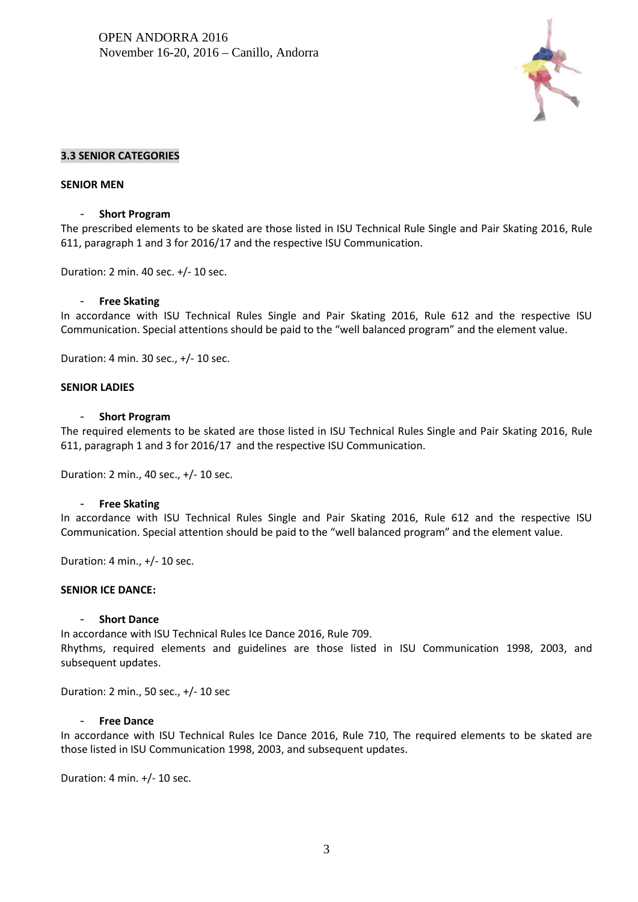## 3.3 SENIOR CATEGORIES

### SENIOR MEN

- **Short Program**

The prescribed elements to be skated are those listed in ISU Technical Rule Single and Pair Skating 2016, Rule 611, paragraph 1 and 3 for 2016/17 and the respective ISU Communication.

Duration: 2 min. 40 sec. +/- 10 sec.

- **Free Skating**

In accordance with ISU Technical Rules Single and Pair Skating 2016, Rule 612 and the respective ISU Communication. Special attentions should be paid to the “well balanced program” and the element value.

Duration: 4 min. 30 sec., +/- 10 sec.

### SENIOR LADIES

- **Short Program**

The required elements to be skated are those listed in ISU Technical Rules Single and Pair Skating 2016, Rule 611, paragraph 1 and 3 for 2016/17 and the respective ISU Communication.

Duration: 2 min., 40 sec., +/- 10 sec.

- **Free Skating**

In accordance with ISU Technical Rules Single and Pair Skating 2016, Rule 612 and the respective ISU Communication. Special attention should be paid to the “well balanced program” and the element value.

Duration: 4 min., +/- 10 sec.

### SENIOR ICE DANCE:

- **Short Dance**

In accordance with ISU Technical Rules Ice Dance 2016, Rule 709.
Rhythms, required elements and guidelines are those listed in ISU Communication 1998, 2003, and subsequent updates.

Duration: 2 min., 50 sec., +/- 10 sec

- **Free Dance**

In accordance with ISU Technical Rules Ice Dance 2016, Rule 710, The required elements to be skated are those listed in ISU Communication 1998, 2003, and subsequent updates.

Duration: 4 min. +/- 10 sec.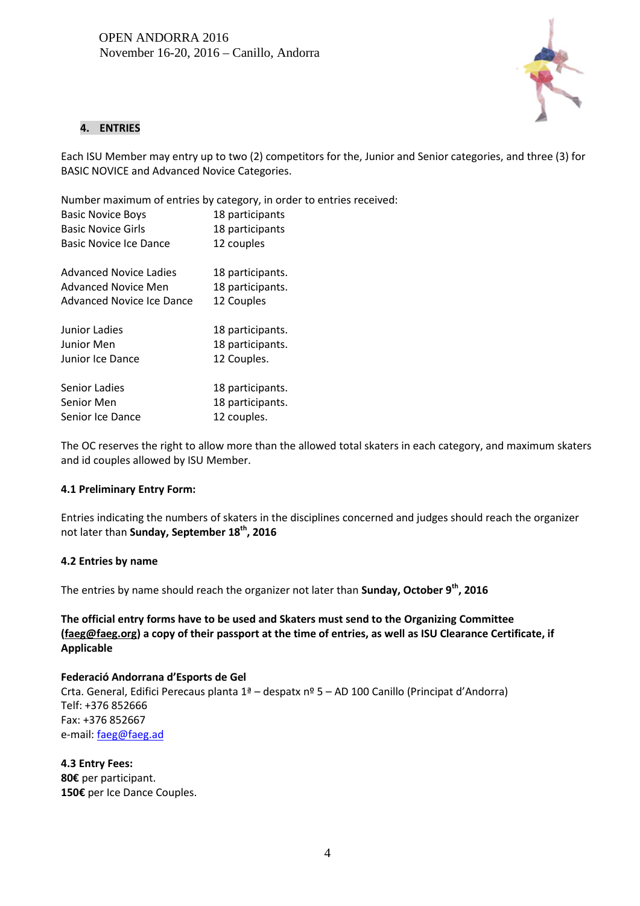## 4. ENTRIES

Each ISU Member may entry up to two (2) competitors for the, Junior and Senior categories, and three (3) for BASIC NOVICE and Advanced Novice Categories.

Number maximum of entries by category, in order to entries received:

| | |
|---|---|
| Basic Novice Boys | 18 participants |
| Basic Novice Girls | 18 participants |
| Basic Novice Ice Dance | 12 couples |
| | |
| Advanced Novice Ladies | 18 participants. |
| Advanced Novice Men | 18 participants. |
| Advanced Novice Ice Dance | 12 Couples |
| | |
| Junior Ladies | 18 participants. |
| Junior Men | 18 participants. |
| Junior Ice Dance | 12 Couples. |
| | |
| Senior Ladies | 18 participants. |
| Senior Men | 18 participants. |
| Senior Ice Dance | 12 couples. |

The OC reserves the right to allow more than the allowed total skaters in each category, and maximum skaters and id couples allowed by ISU Member.

### 4.1 Preliminary Entry Form:

Entries indicating the numbers of skaters in the disciplines concerned and judges should reach the organizer not later than **Sunday, September 18th, 2016**

### 4.2 Entries by name

The entries by name should reach the organizer not later than **Sunday, October 9th, 2016**

**The official entry forms have to be used and Skaters must send to the Organizing Committee (faeg@faeg.org) a copy of their passport at the time of entries, as well as ISU Clearance Certificate, if Applicable**

**Federació Andorrana d'Esports de Gel**
Crta. General, Edifici Perecaus planta 1ª – despatx nº 5 – AD 100 Canillo (Principat d'Andorra)
Telf: +376 852666
Fax: +376 852667
e-mail: faeg@faeg.ad

**4.3 Entry Fees:**
**80€** per participant.
**150€** per Ice Dance Couples.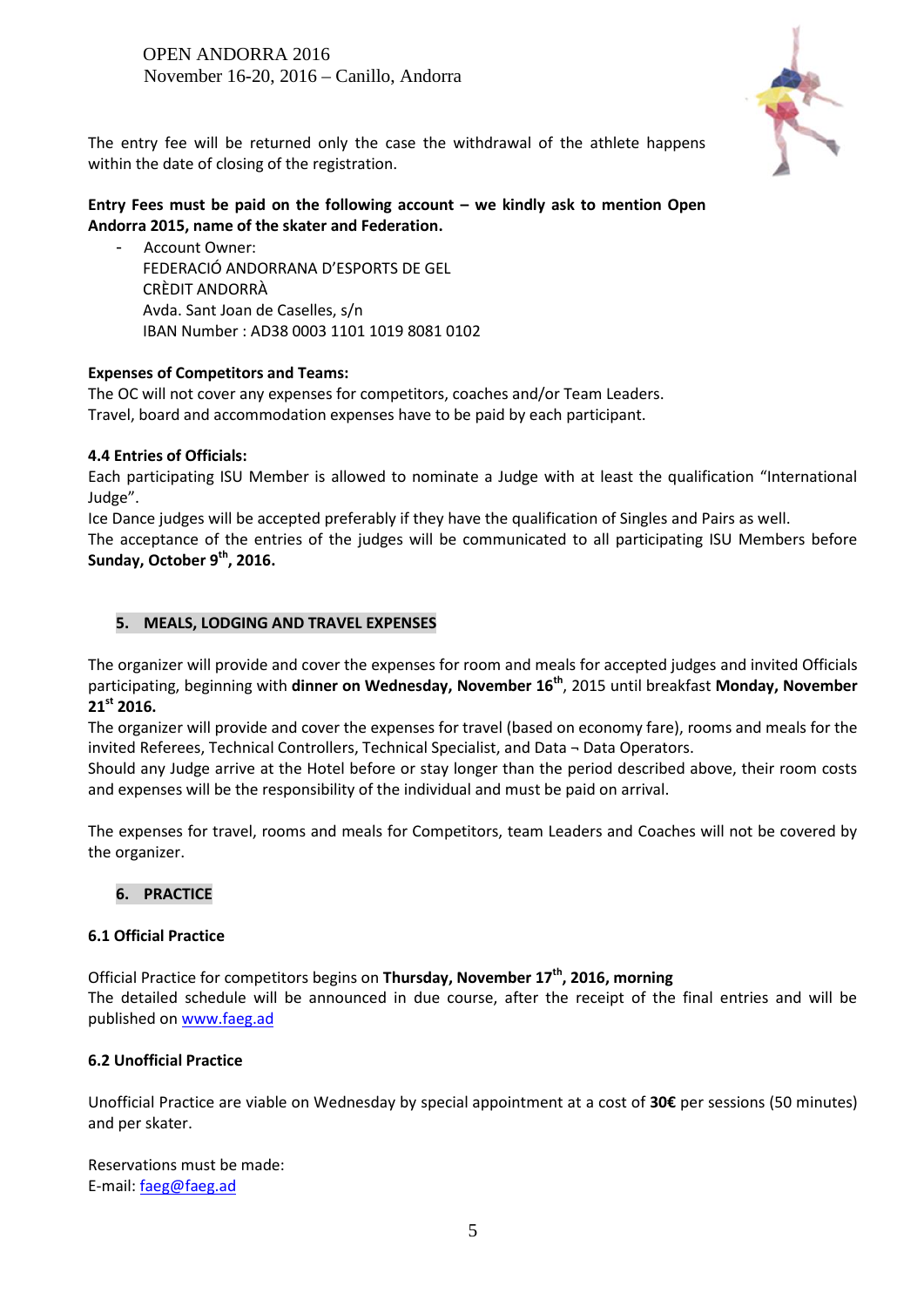The entry fee will be returned only the case the withdrawal of the athlete happens within the date of closing of the registration.

**Entry Fees must be paid on the following account – we kindly ask to mention Open Andorra 2015, name of the skater and Federation.**

- Account Owner:
  FEDERACIÓ ANDORRANA D'ESPORTS DE GEL
  CRÈDIT ANDORRÀ
  Avda. Sant Joan de Caselles, s/n
  IBAN Number : AD38 0003 1101 1019 8081 0102

**Expenses of Competitors and Teams:**
The OC will not cover any expenses for competitors, coaches and/or Team Leaders.
Travel, board and accommodation expenses have to be paid by each participant.

**4.4 Entries of Officials:**
Each participating ISU Member is allowed to nominate a Judge with at least the qualification "International Judge".
Ice Dance judges will be accepted preferably if they have the qualification of Singles and Pairs as well.
The acceptance of the entries of the judges will be communicated to all participating ISU Members before **Sunday, October 9th, 2016.**

## 5. MEALS, LODGING AND TRAVEL EXPENSES

The organizer will provide and cover the expenses for room and meals for accepted judges and invited Officials participating, beginning with **dinner on Wednesday, November 16th**, 2015 until breakfast **Monday, November 21st 2016.**
The organizer will provide and cover the expenses for travel (based on economy fare), rooms and meals for the invited Referees, Technical Controllers, Technical Specialist, and Data ¬ Data Operators.
Should any Judge arrive at the Hotel before or stay longer than the period described above, their room costs and expenses will be the responsibility of the individual and must be paid on arrival.

The expenses for travel, rooms and meals for Competitors, team Leaders and Coaches will not be covered by the organizer.

## 6. PRACTICE

### 6.1 Official Practice

Official Practice for competitors begins on **Thursday, November 17th, 2016, morning**
The detailed schedule will be announced in due course, after the receipt of the final entries and will be published on www.faeg.ad

### 6.2 Unofficial Practice

Unofficial Practice are viable on Wednesday by special appointment at a cost of **30€** per sessions (50 minutes) and per skater.

Reservations must be made:
E-mail: faeg@faeg.ad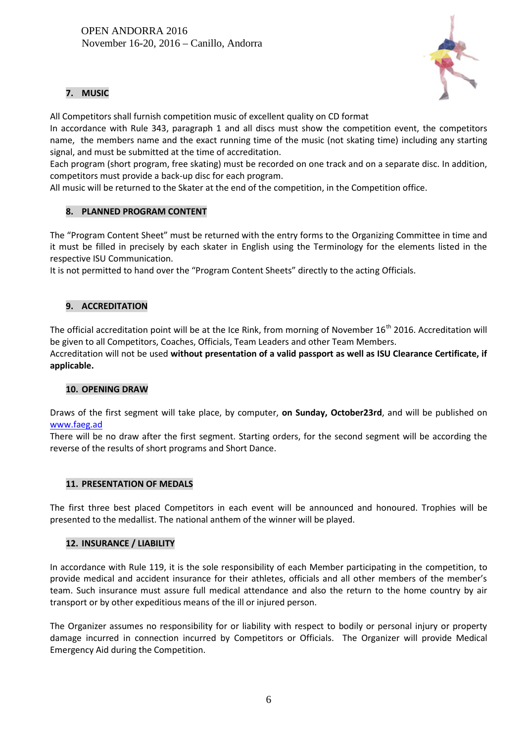## 7. MUSIC

All Competitors shall furnish competition music of excellent quality on CD format

In accordance with Rule 343, paragraph 1 and all discs must show the competition event, the competitors name, the members name and the exact running time of the music (not skating time) including any starting signal, and must be submitted at the time of accreditation.

Each program (short program, free skating) must be recorded on one track and on a separate disc. In addition, competitors must provide a back-up disc for each program.

All music will be returned to the Skater at the end of the competition, in the Competition office.

## 8. PLANNED PROGRAM CONTENT

The "Program Content Sheet" must be returned with the entry forms to the Organizing Committee in time and it must be filled in precisely by each skater in English using the Terminology for the elements listed in the respective ISU Communication.

It is not permitted to hand over the "Program Content Sheets" directly to the acting Officials.

## 9. ACCREDITATION

The official accreditation point will be at the Ice Rink, from morning of November 16th 2016. Accreditation will be given to all Competitors, Coaches, Officials, Team Leaders and other Team Members.

Accreditation will not be used **without presentation of a valid passport as well as ISU Clearance Certificate, if applicable.**

## 10. OPENING DRAW

Draws of the first segment will take place, by computer, **on Sunday, October23rd**, and will be published on www.faeg.ad

There will be no draw after the first segment. Starting orders, for the second segment will be according the reverse of the results of short programs and Short Dance.

## 11. PRESENTATION OF MEDALS

The first three best placed Competitors in each event will be announced and honoured. Trophies will be presented to the medallist. The national anthem of the winner will be played.

## 12. INSURANCE / LIABILITY

In accordance with Rule 119, it is the sole responsibility of each Member participating in the competition, to provide medical and accident insurance for their athletes, officials and all other members of the member's team. Such insurance must assure full medical attendance and also the return to the home country by air transport or by other expeditious means of the ill or injured person.

The Organizer assumes no responsibility for or liability with respect to bodily or personal injury or property damage incurred in connection incurred by Competitors or Officials. The Organizer will provide Medical Emergency Aid during the Competition.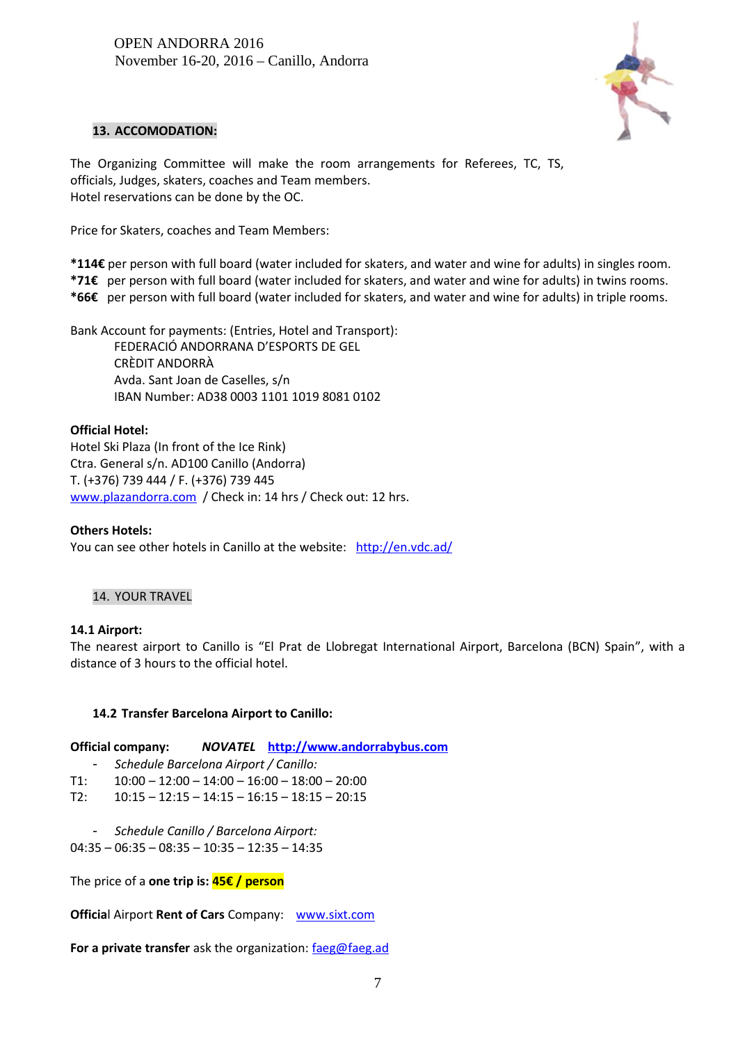## 13. ACCOMODATION:

The Organizing Committee will make the room arrangements for Referees, TC, TS, officials, Judges, skaters, coaches and Team members.
Hotel reservations can be done by the OC.

Price for Skaters, coaches and Team Members:

***114€** per person with full board (water included for skaters, and water and wine for adults) in singles room.
***71€** per person with full board (water included for skaters, and water and wine for adults) in twins rooms.
***66€** per person with full board (water included for skaters, and water and wine for adults) in triple rooms.

Bank Account for payments: (Entries, Hotel and Transport):
FEDERACIÓ ANDORRANA D'ESPORTS DE GEL
CRÈDIT ANDORRÀ
Avda. Sant Joan de Caselles, s/n
IBAN Number: AD38 0003 1101 1019 8081 0102

**Official Hotel:**
Hotel Ski Plaza (In front of the Ice Rink)
Ctra. General s/n. AD100 Canillo (Andorra)
T. (+376) 739 444 / F. (+376) 739 445
www.plazandorra.com / Check in: 14 hrs / Check out: 12 hrs.

**Others Hotels:**
You can see other hotels in Canillo at the website: http://en.vdc.ad/

## 14. YOUR TRAVEL

### 14.1 Airport:

The nearest airport to Canillo is "El Prat de Llobregat International Airport, Barcelona (BCN) Spain", with a distance of 3 hours to the official hotel.

### 14.2 Transfer Barcelona Airport to Canillo:

**Official company:** ***NOVATEL*** **http://www.andorrabybus.com**

- *Schedule Barcelona Airport / Canillo:*

T1: 10:00 – 12:00 – 14:00 – 16:00 – 18:00 – 20:00
T2: 10:15 – 12:15 – 14:15 – 16:15 – 18:15 – 20:15

- *Schedule Canillo / Barcelona Airport:*

04:35 – 06:35 – 08:35 – 10:35 – 12:35 – 14:35

The price of a **one trip is: 45€ / person**

**Official** Airport **Rent of Cars** Company: www.sixt.com

**For a private transfer** ask the organization: faeg@faeg.ad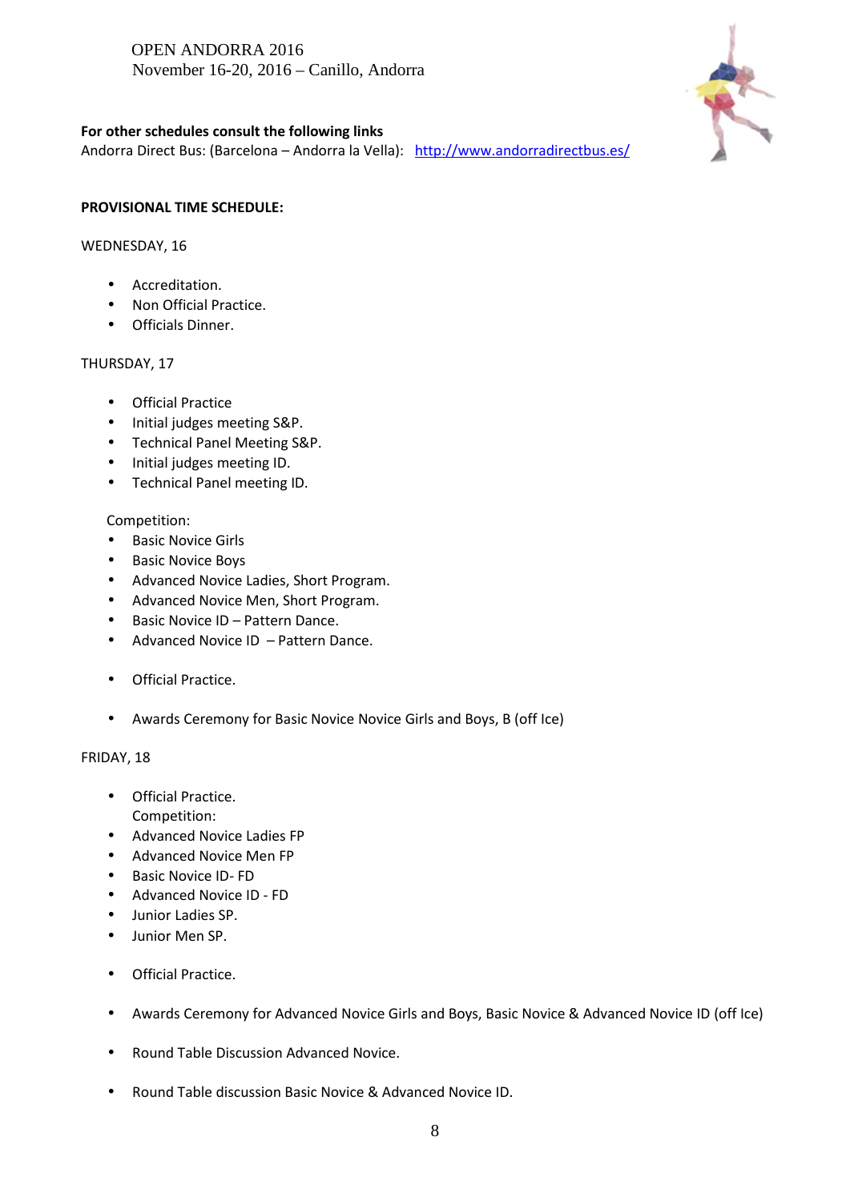OPEN ANDORRA 2016
November 16-20, 2016 – Canillo, Andorra

**For other schedules consult the following links**
Andorra Direct Bus: (Barcelona – Andorra la Vella): http://www.andorradirectbus.es/

**PROVISIONAL TIME SCHEDULE:**

WEDNESDAY, 16

- Accreditation.
- Non Official Practice.
- Officials Dinner.

THURSDAY, 17

- Official Practice
- Initial judges meeting S&P.
- Technical Panel Meeting S&P.
- Initial judges meeting ID.
- Technical Panel meeting ID.

Competition:
- Basic Novice Girls
- Basic Novice Boys
- Advanced Novice Ladies, Short Program.
- Advanced Novice Men, Short Program.
- Basic Novice ID – Pattern Dance.
- Advanced Novice ID – Pattern Dance.

- Official Practice.

- Awards Ceremony for Basic Novice Novice Girls and Boys, B (off Ice)

FRIDAY, 18

- Official Practice.
  Competition:
- Advanced Novice Ladies FP
- Advanced Novice Men FP
- Basic Novice ID- FD
- Advanced Novice ID - FD
- Junior Ladies SP.
- Junior Men SP.

- Official Practice.

- Awards Ceremony for Advanced Novice Girls and Boys, Basic Novice & Advanced Novice ID (off Ice)

- Round Table Discussion Advanced Novice.

- Round Table discussion Basic Novice & Advanced Novice ID.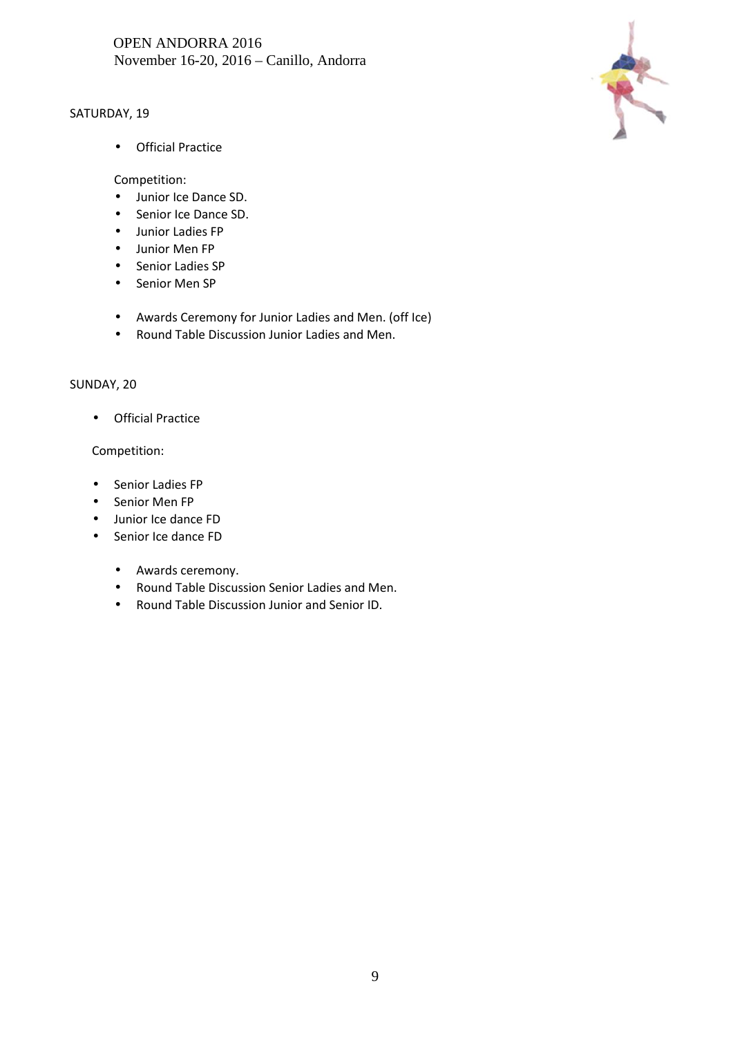SATURDAY, 19

- Official Practice

Competition:

- Junior Ice Dance SD.
- Senior Ice Dance SD.
- Junior Ladies FP
- Junior Men FP
- Senior Ladies SP
- Senior Men SP

- Awards Ceremony for Junior Ladies and Men. (off Ice)
- Round Table Discussion Junior Ladies and Men.

SUNDAY, 20

- Official Practice

Competition:

- Senior Ladies FP
- Senior Men FP
- Junior Ice dance FD
- Senior Ice dance FD

- Awards ceremony.
- Round Table Discussion Senior Ladies and Men.
- Round Table Discussion Junior and Senior ID.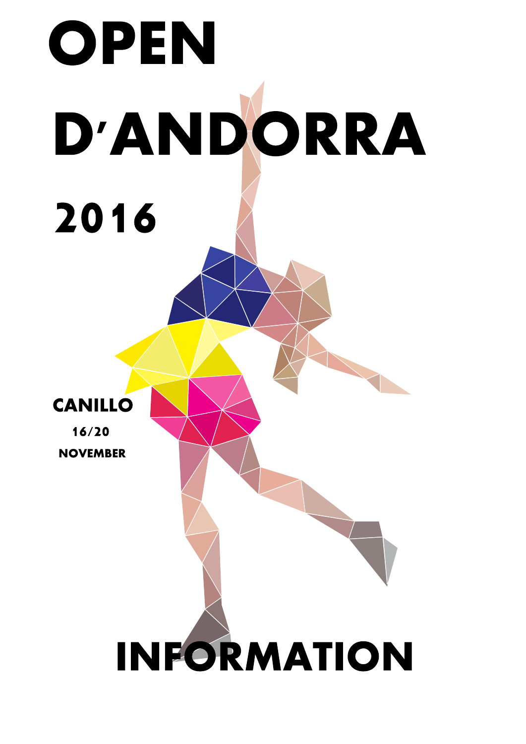# OPEN D'ANDORRA 2016

**CANILLO**

**16/20**

**NOVEMBER**

# INFORMATION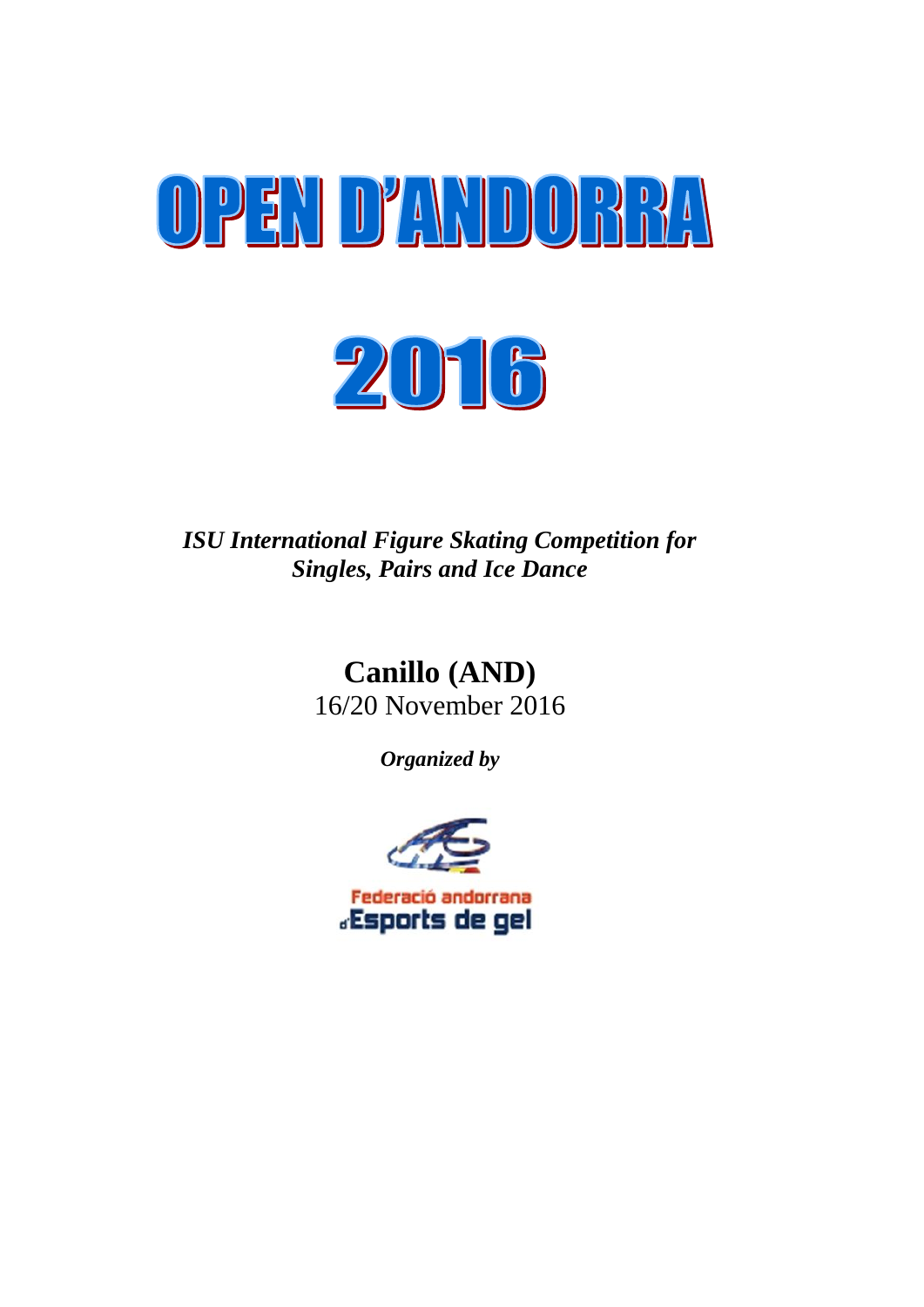# OPEN D'ANDORRA

# 2016

***ISU International Figure Skating Competition for Singles, Pairs and Ice Dance***

**Canillo (AND)**

16/20 November 2016

***Organized by***

Federació andorrana d'Esports de gel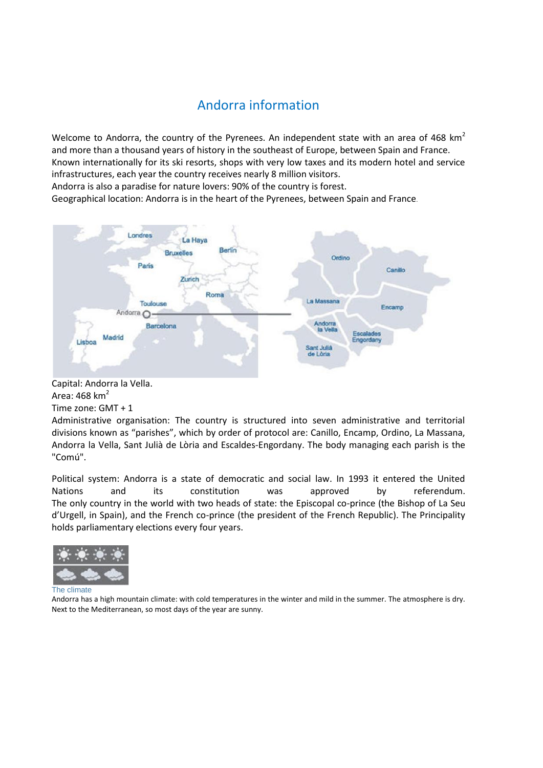# Andorra information

Welcome to Andorra, the country of the Pyrenees. An independent state with an area of 468 km$^2$ and more than a thousand years of history in the southeast of Europe, between Spain and France. Known internationally for its ski resorts, shops with very low taxes and its modern hotel and service infrastructures, each year the country receives nearly 8 million visitors.
Andorra is also a paradise for nature lovers: 90% of the country is forest.
Geographical location: Andorra is in the heart of the Pyrenees, between Spain and France.

Capital: Andorra la Vella.
Area: 468 km$^2$
Time zone: GMT + 1
Administrative organisation: The country is structured into seven administrative and territorial divisions known as "parishes", which by order of protocol are: Canillo, Encamp, Ordino, La Massana, Andorra la Vella, Sant Julià de Lòria and Escaldes-Engordany. The body managing each parish is the "Comú".

Political system: Andorra is a state of democratic and social law. In 1993 it entered the United Nations and its constitution was approved by referendum.
The only country in the world with two heads of state: the Episcopal co-prince (the Bishop of La Seu d'Urgell, in Spain), and the French co-prince (the president of the French Republic). The Principality holds parliamentary elections every four years.

The climate

Andorra has a high mountain climate: with cold temperatures in the winter and mild in the summer. The atmosphere is dry. Next to the Mediterranean, so most days of the year are sunny.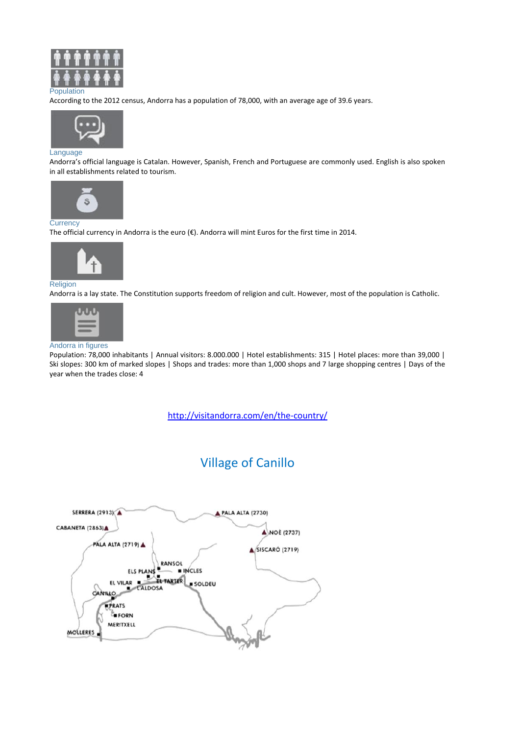Population

According to the 2012 census, Andorra has a population of 78,000, with an average age of 39.6 years.

Language

Andorra's official language is Catalan. However, Spanish, French and Portuguese are commonly used. English is also spoken in all establishments related to tourism.

Currency

The official currency in Andorra is the euro (€). Andorra will mint Euros for the first time in 2014.

Religion

Andorra is a lay state. The Constitution supports freedom of religion and cult. However, most of the population is Catholic.

Andorra in figures

Population: 78,000 inhabitants | Annual visitors: 8.000.000 | Hotel establishments: 315 | Hotel places: more than 39,000 | Ski slopes: 300 km of marked slopes | Shops and trades: more than 1,000 shops and 7 large shopping centres | Days of the year when the trades close: 4

http://visitandorra.com/en/the-country/

## Village of Canillo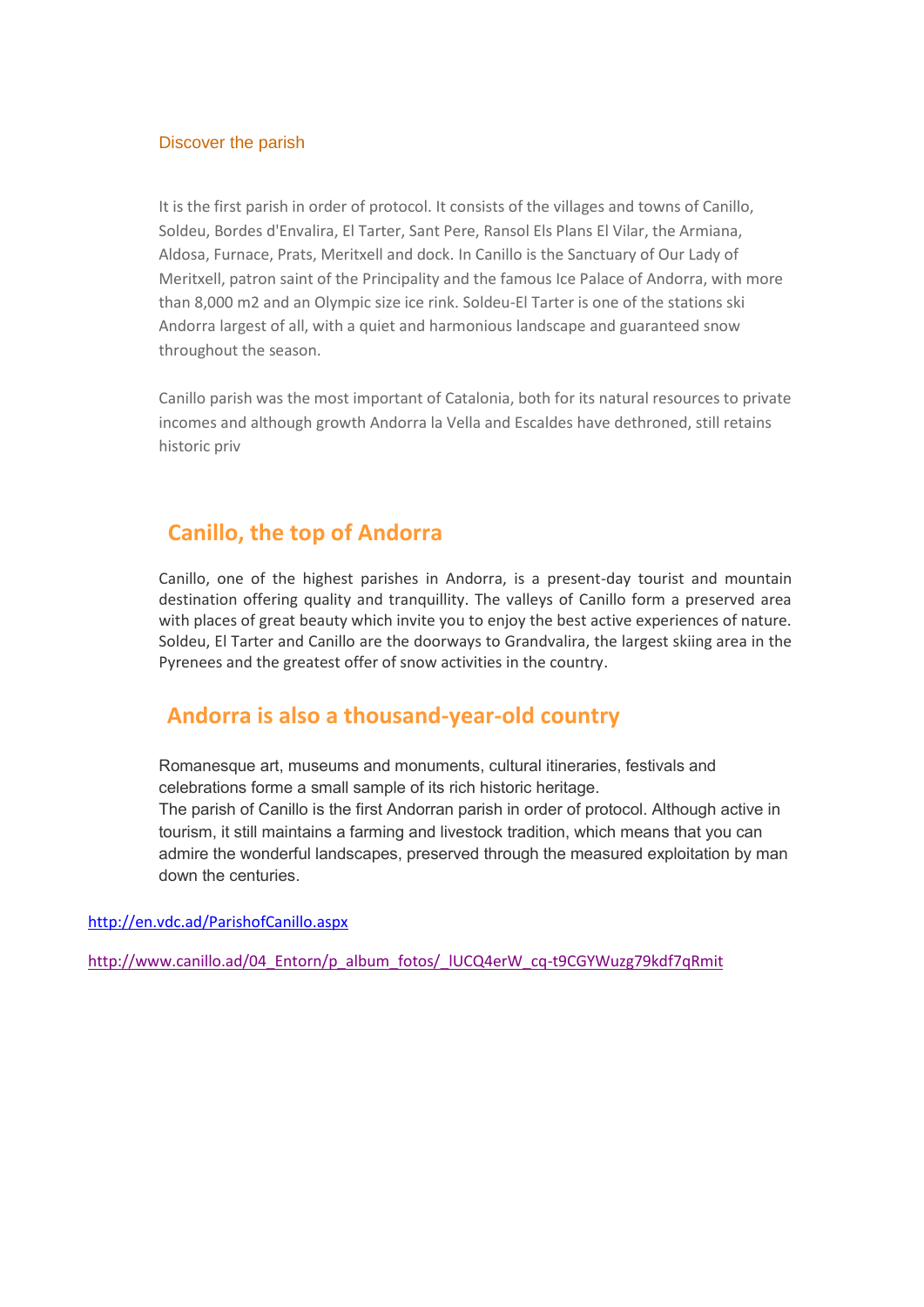### Discover the parish

It is the first parish in order of protocol. It consists of the villages and towns of Canillo, Soldeu, Bordes d'Envalira, El Tarter, Sant Pere, Ransol Els Plans El Vilar, the Armiana, Aldosa, Furnace, Prats, Meritxell and dock. In Canillo is the Sanctuary of Our Lady of Meritxell, patron saint of the Principality and the famous Ice Palace of Andorra, with more than 8,000 m2 and an Olympic size ice rink. Soldeu-El Tarter is one of the stations ski Andorra largest of all, with a quiet and harmonious landscape and guaranteed snow throughout the season.

Canillo parish was the most important of Catalonia, both for its natural resources to private incomes and although growth Andorra la Vella and Escaldes have dethroned, still retains historic priv

## Canillo, the top of Andorra

Canillo, one of the highest parishes in Andorra, is a present-day tourist and mountain destination offering quality and tranquillity. The valleys of Canillo form a preserved area with places of great beauty which invite you to enjoy the best active experiences of nature. Soldeu, El Tarter and Canillo are the doorways to Grandvalira, the largest skiing area in the Pyrenees and the greatest offer of snow activities in the country.

## Andorra is also a thousand-year-old country

Romanesque art, museums and monuments, cultural itineraries, festivals and celebrations forme a small sample of its rich historic heritage.
The parish of Canillo is the first Andorran parish in order of protocol. Although active in tourism, it still maintains a farming and livestock tradition, which means that you can admire the wonderful landscapes, preserved through the measured exploitation by man down the centuries.

http://en.vdc.ad/ParishofCanillo.aspx

http://www.canillo.ad/04_Entorn/p_album_fotos/_lUCQ4erW_cq-t9CGYWuzg79kdf7qRmit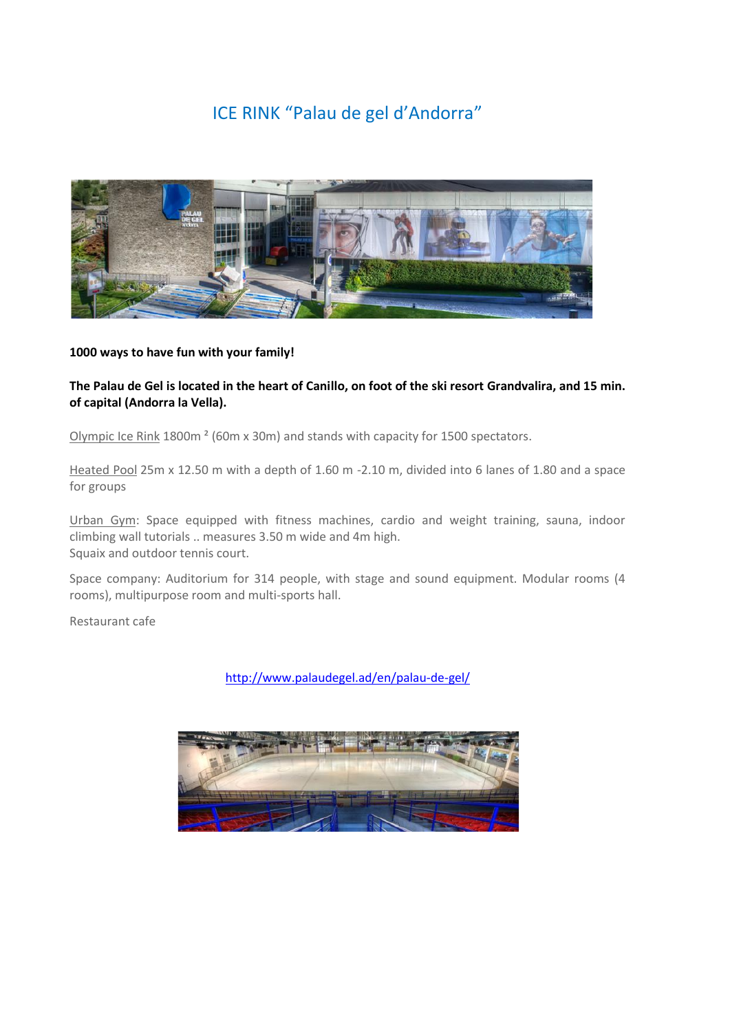# ICE RINK "Palau de gel d'Andorra"

**1000 ways to have fun with your family!**

**The Palau de Gel is located in the heart of Canillo, on foot of the ski resort Grandvalira, and 15 min. of capital (Andorra la Vella).**

Olympic Ice Rink 1800m ² (60m x 30m) and stands with capacity for 1500 spectators.

Heated Pool 25m x 12.50 m with a depth of 1.60 m -2.10 m, divided into 6 lanes of 1.80 and a space for groups

Urban Gym: Space equipped with fitness machines, cardio and weight training, sauna, indoor climbing wall tutorials .. measures 3.50 m wide and 4m high.
Squaix and outdoor tennis court.

Space company: Auditorium for 314 people, with stage and sound equipment. Modular rooms (4 rooms), multipurpose room and multi-sports hall.

Restaurant cafe

http://www.palaudegel.ad/en/palau-de-gel/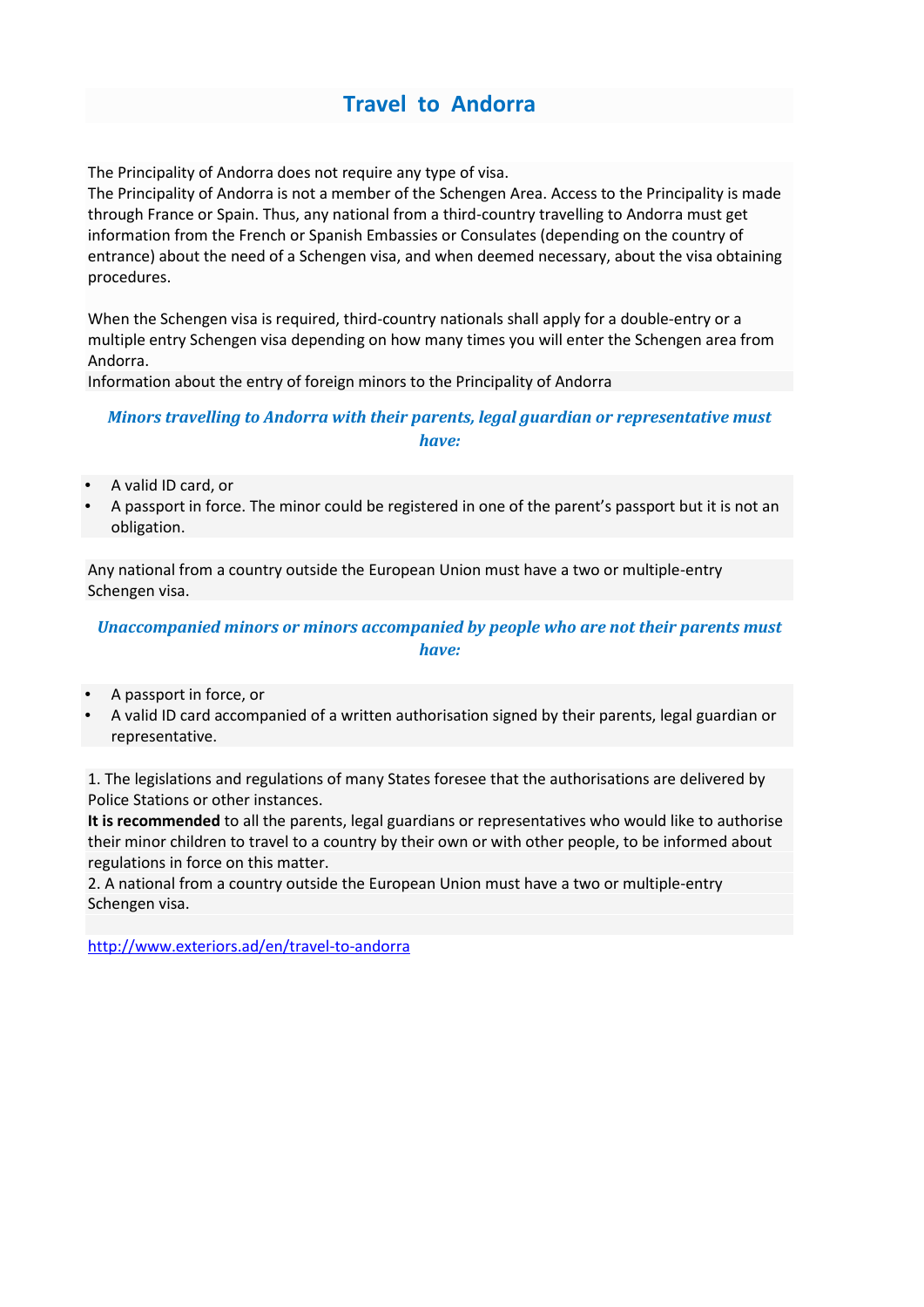# Travel to Andorra

The Principality of Andorra does not require any type of visa.
The Principality of Andorra is not a member of the Schengen Area. Access to the Principality is made through France or Spain. Thus, any national from a third-country travelling to Andorra must get information from the French or Spanish Embassies or Consulates (depending on the country of entrance) about the need of a Schengen visa, and when deemed necessary, about the visa obtaining procedures.

When the Schengen visa is required, third-country nationals shall apply for a double-entry or a multiple entry Schengen visa depending on how many times you will enter the Schengen area from Andorra.
Information about the entry of foreign minors to the Principality of Andorra

***Minors travelling to Andorra with their parents, legal guardian or representative must have:***

- A valid ID card, or
- A passport in force. The minor could be registered in one of the parent's passport but it is not an obligation.

Any national from a country outside the European Union must have a two or multiple-entry Schengen visa.

***Unaccompanied minors or minors accompanied by people who are not their parents must have:***

- A passport in force, or
- A valid ID card accompanied of a written authorisation signed by their parents, legal guardian or representative.

1. The legislations and regulations of many States foresee that the authorisations are delivered by Police Stations or other instances.
**It is recommended** to all the parents, legal guardians or representatives who would like to authorise their minor children to travel to a country by their own or with other people, to be informed about regulations in force on this matter.
2. A national from a country outside the European Union must have a two or multiple-entry Schengen visa.

http://www.exteriors.ad/en/travel-to-andorra